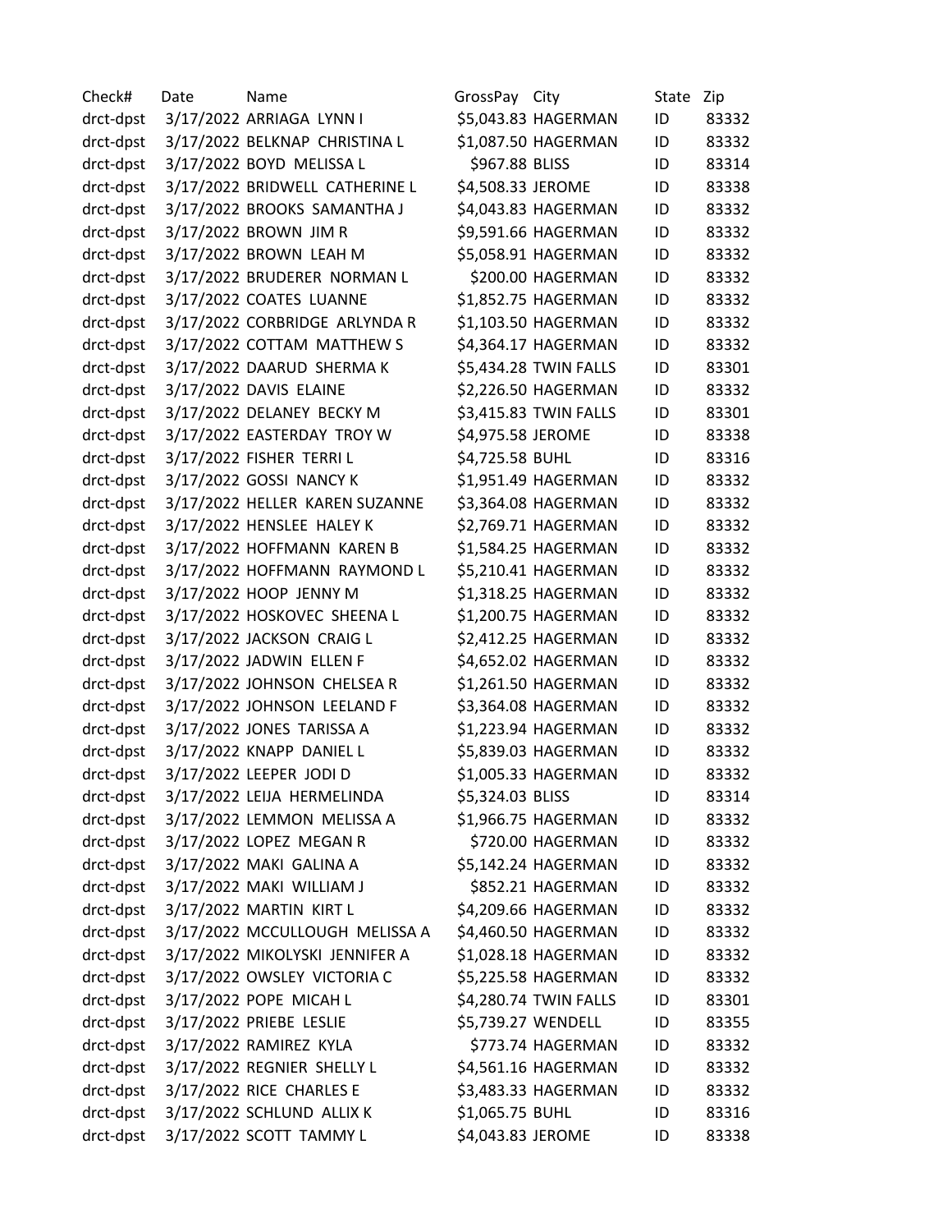| Check# | Date | Name | GrossPay | City | State | Zip |
|---|---|---|---|---|---|---|
| drct-dpst | 3/17/2022 | ARRIAGA LYNN I | $5,043.83 | HAGERMAN | ID | 83332 |
| drct-dpst | 3/17/2022 | BELKNAP CHRISTINA L | $1,087.50 | HAGERMAN | ID | 83332 |
| drct-dpst | 3/17/2022 | BOYD MELISSA L | $967.88 | BLISS | ID | 83314 |
| drct-dpst | 3/17/2022 | BRIDWELL CATHERINE L | $4,508.33 | JEROME | ID | 83338 |
| drct-dpst | 3/17/2022 | BROOKS SAMANTHA J | $4,043.83 | HAGERMAN | ID | 83332 |
| drct-dpst | 3/17/2022 | BROWN JIM R | $9,591.66 | HAGERMAN | ID | 83332 |
| drct-dpst | 3/17/2022 | BROWN LEAH M | $5,058.91 | HAGERMAN | ID | 83332 |
| drct-dpst | 3/17/2022 | BRUDERER NORMAN L | $200.00 | HAGERMAN | ID | 83332 |
| drct-dpst | 3/17/2022 | COATES LUANNE | $1,852.75 | HAGERMAN | ID | 83332 |
| drct-dpst | 3/17/2022 | CORBRIDGE ARLYNDA R | $1,103.50 | HAGERMAN | ID | 83332 |
| drct-dpst | 3/17/2022 | COTTAM MATTHEW S | $4,364.17 | HAGERMAN | ID | 83332 |
| drct-dpst | 3/17/2022 | DAARUD SHERMA K | $5,434.28 | TWIN FALLS | ID | 83301 |
| drct-dpst | 3/17/2022 | DAVIS ELAINE | $2,226.50 | HAGERMAN | ID | 83332 |
| drct-dpst | 3/17/2022 | DELANEY BECKY M | $3,415.83 | TWIN FALLS | ID | 83301 |
| drct-dpst | 3/17/2022 | EASTERDAY TROY W | $4,975.58 | JEROME | ID | 83338 |
| drct-dpst | 3/17/2022 | FISHER TERRI L | $4,725.58 | BUHL | ID | 83316 |
| drct-dpst | 3/17/2022 | GOSSI NANCY K | $1,951.49 | HAGERMAN | ID | 83332 |
| drct-dpst | 3/17/2022 | HELLER KAREN SUZANNE | $3,364.08 | HAGERMAN | ID | 83332 |
| drct-dpst | 3/17/2022 | HENSLEE HALEY K | $2,769.71 | HAGERMAN | ID | 83332 |
| drct-dpst | 3/17/2022 | HOFFMANN KAREN B | $1,584.25 | HAGERMAN | ID | 83332 |
| drct-dpst | 3/17/2022 | HOFFMANN RAYMOND L | $5,210.41 | HAGERMAN | ID | 83332 |
| drct-dpst | 3/17/2022 | HOOP JENNY M | $1,318.25 | HAGERMAN | ID | 83332 |
| drct-dpst | 3/17/2022 | HOSKOVEC SHEENA L | $1,200.75 | HAGERMAN | ID | 83332 |
| drct-dpst | 3/17/2022 | JACKSON CRAIG L | $2,412.25 | HAGERMAN | ID | 83332 |
| drct-dpst | 3/17/2022 | JADWIN ELLEN F | $4,652.02 | HAGERMAN | ID | 83332 |
| drct-dpst | 3/17/2022 | JOHNSON CHELSEA R | $1,261.50 | HAGERMAN | ID | 83332 |
| drct-dpst | 3/17/2022 | JOHNSON LEELAND F | $3,364.08 | HAGERMAN | ID | 83332 |
| drct-dpst | 3/17/2022 | JONES TARISSA A | $1,223.94 | HAGERMAN | ID | 83332 |
| drct-dpst | 3/17/2022 | KNAPP DANIEL L | $5,839.03 | HAGERMAN | ID | 83332 |
| drct-dpst | 3/17/2022 | LEEPER JODI D | $1,005.33 | HAGERMAN | ID | 83332 |
| drct-dpst | 3/17/2022 | LEIJA HERMELINDA | $5,324.03 | BLISS | ID | 83314 |
| drct-dpst | 3/17/2022 | LEMMON MELISSA A | $1,966.75 | HAGERMAN | ID | 83332 |
| drct-dpst | 3/17/2022 | LOPEZ MEGAN R | $720.00 | HAGERMAN | ID | 83332 |
| drct-dpst | 3/17/2022 | MAKI GALINA A | $5,142.24 | HAGERMAN | ID | 83332 |
| drct-dpst | 3/17/2022 | MAKI WILLIAM J | $852.21 | HAGERMAN | ID | 83332 |
| drct-dpst | 3/17/2022 | MARTIN KIRT L | $4,209.66 | HAGERMAN | ID | 83332 |
| drct-dpst | 3/17/2022 | MCCULLOUGH MELISSA A | $4,460.50 | HAGERMAN | ID | 83332 |
| drct-dpst | 3/17/2022 | MIKOLYSKI JENNIFER A | $1,028.18 | HAGERMAN | ID | 83332 |
| drct-dpst | 3/17/2022 | OWSLEY VICTORIA C | $5,225.58 | HAGERMAN | ID | 83332 |
| drct-dpst | 3/17/2022 | POPE MICAH L | $4,280.74 | TWIN FALLS | ID | 83301 |
| drct-dpst | 3/17/2022 | PRIEBE LESLIE | $5,739.27 | WENDELL | ID | 83355 |
| drct-dpst | 3/17/2022 | RAMIREZ KYLA | $773.74 | HAGERMAN | ID | 83332 |
| drct-dpst | 3/17/2022 | REGNIER SHELLY L | $4,561.16 | HAGERMAN | ID | 83332 |
| drct-dpst | 3/17/2022 | RICE CHARLES E | $3,483.33 | HAGERMAN | ID | 83332 |
| drct-dpst | 3/17/2022 | SCHLUND ALLIX K | $1,065.75 | BUHL | ID | 83316 |
| drct-dpst | 3/17/2022 | SCOTT TAMMY L | $4,043.83 | JEROME | ID | 83338 |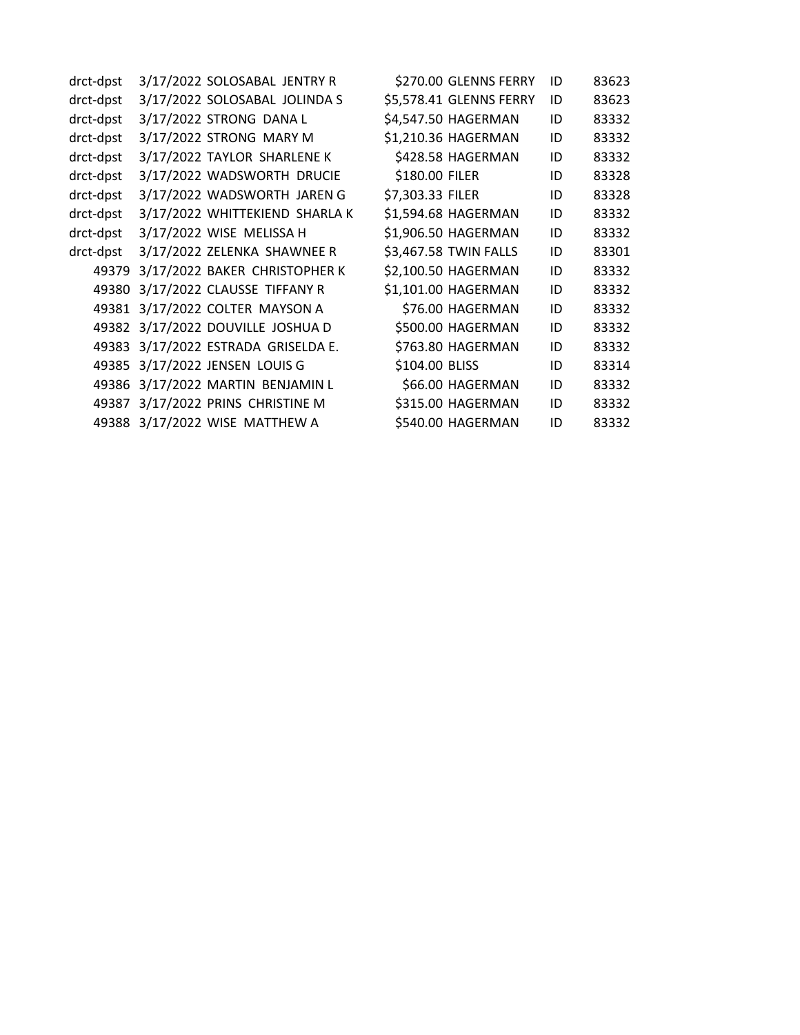| | | | | | | |
|---|---|---|---|---|---|---|
| drct-dpst | 3/17/2022 | SOLOSABAL JENTRY R | $270.00 | GLENNS FERRY | ID | 83623 |
| drct-dpst | 3/17/2022 | SOLOSABAL JOLINDA S | $5,578.41 | GLENNS FERRY | ID | 83623 |
| drct-dpst | 3/17/2022 | STRONG DANA L | $4,547.50 | HAGERMAN | ID | 83332 |
| drct-dpst | 3/17/2022 | STRONG MARY M | $1,210.36 | HAGERMAN | ID | 83332 |
| drct-dpst | 3/17/2022 | TAYLOR SHARLENE K | $428.58 | HAGERMAN | ID | 83332 |
| drct-dpst | 3/17/2022 | WADSWORTH DRUCIE | $180.00 | FILER | ID | 83328 |
| drct-dpst | 3/17/2022 | WADSWORTH JAREN G | $7,303.33 | FILER | ID | 83328 |
| drct-dpst | 3/17/2022 | WHITTEKIEND SHARLA K | $1,594.68 | HAGERMAN | ID | 83332 |
| drct-dpst | 3/17/2022 | WISE MELISSA H | $1,906.50 | HAGERMAN | ID | 83332 |
| drct-dpst | 3/17/2022 | ZELENKA SHAWNEE R | $3,467.58 | TWIN FALLS | ID | 83301 |
| 49379 | 3/17/2022 | BAKER CHRISTOPHER K | $2,100.50 | HAGERMAN | ID | 83332 |
| 49380 | 3/17/2022 | CLAUSSE TIFFANY R | $1,101.00 | HAGERMAN | ID | 83332 |
| 49381 | 3/17/2022 | COLTER MAYSON A | $76.00 | HAGERMAN | ID | 83332 |
| 49382 | 3/17/2022 | DOUVILLE JOSHUA D | $500.00 | HAGERMAN | ID | 83332 |
| 49383 | 3/17/2022 | ESTRADA GRISELDA E. | $763.80 | HAGERMAN | ID | 83332 |
| 49385 | 3/17/2022 | JENSEN LOUIS G | $104.00 | BLISS | ID | 83314 |
| 49386 | 3/17/2022 | MARTIN BENJAMIN L | $66.00 | HAGERMAN | ID | 83332 |
| 49387 | 3/17/2022 | PRINS CHRISTINE M | $315.00 | HAGERMAN | ID | 83332 |
| 49388 | 3/17/2022 | WISE MATTHEW A | $540.00 | HAGERMAN | ID | 83332 |